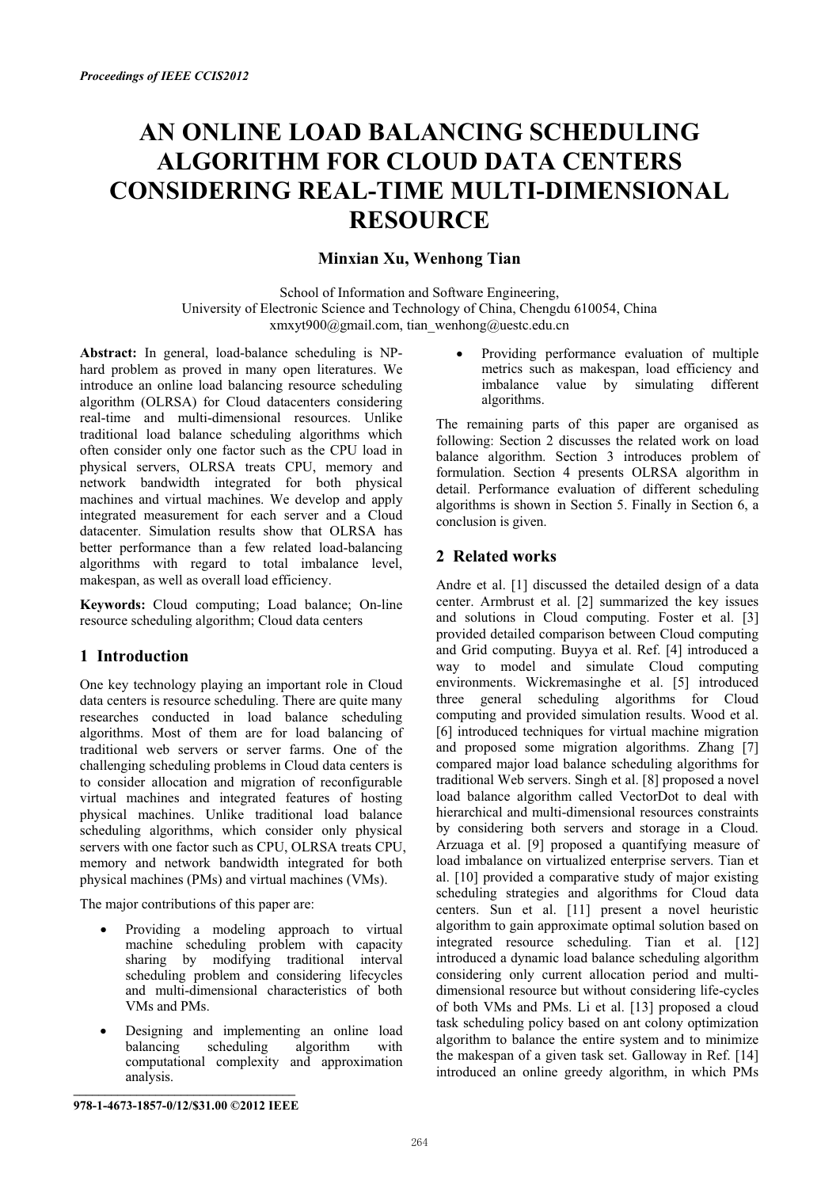# AN ONLINE LOAD BALANCING SCHEDULING ALGORITHM FOR CLOUD DATA CENTERS CONSIDERING REAL-TIME MULTI-DIMENSIONAL RESOURCE

**Minxian Xu, Wenhong Tian**

School of Information and Software Engineering,
University of Electronic Science and Technology of China, Chengdu 610054, China
xmxyt900@gmail.com, tian_wenhong@uestc.edu.cn

**Abstract:** In general, load-balance scheduling is NP-hard problem as proved in many open literatures. We introduce an online load balancing resource scheduling algorithm (OLRSA) for Cloud datacenters considering real-time and multi-dimensional resources. Unlike traditional load balance scheduling algorithms which often consider only one factor such as the CPU load in physical servers, OLRSA treats CPU, memory and network bandwidth integrated for both physical machines and virtual machines. We develop and apply integrated measurement for each server and a Cloud datacenter. Simulation results show that OLRSA has better performance than a few related load-balancing algorithms with regard to total imbalance level, makespan, as well as overall load efficiency.

**Keywords:** Cloud computing; Load balance; On-line resource scheduling algorithm; Cloud data centers

## 1 Introduction

One key technology playing an important role in Cloud data centers is resource scheduling. There are quite many researches conducted in load balance scheduling algorithms. Most of them are for load balancing of traditional web servers or server farms. One of the challenging scheduling problems in Cloud data centers is to consider allocation and migration of reconfigurable virtual machines and integrated features of hosting physical machines. Unlike traditional load balance scheduling algorithms, which consider only physical servers with one factor such as CPU, OLRSA treats CPU, memory and network bandwidth integrated for both physical machines (PMs) and virtual machines (VMs).

The major contributions of this paper are:

- Providing a modeling approach to virtual machine scheduling problem with capacity sharing by modifying traditional interval scheduling problem and considering lifecycles and multi-dimensional characteristics of both VMs and PMs.
- Designing and implementing an online load balancing scheduling algorithm with computational complexity and approximation analysis.
- Providing performance evaluation of multiple metrics such as makespan, load efficiency and imbalance value by simulating different algorithms.

The remaining parts of this paper are organised as following: Section 2 discusses the related work on load balance algorithm. Section 3 introduces problem of formulation. Section 4 presents OLRSA algorithm in detail. Performance evaluation of different scheduling algorithms is shown in Section 5. Finally in Section 6, a conclusion is given.

## 2 Related works

Andre et al. [1] discussed the detailed design of a data center. Armbrust et al. [2] summarized the key issues and solutions in Cloud computing. Foster et al. [3] provided detailed comparison between Cloud computing and Grid computing. Buyya et al. Ref. [4] introduced a way to model and simulate Cloud computing environments. Wickremasinghe et al. [5] introduced three general scheduling algorithms for Cloud computing and provided simulation results. Wood et al. [6] introduced techniques for virtual machine migration and proposed some migration algorithms. Zhang [7] compared major load balance scheduling algorithms for traditional Web servers. Singh et al. [8] proposed a novel load balance algorithm called VectorDot to deal with hierarchical and multi-dimensional resources constraints by considering both servers and storage in a Cloud. Arzuaga et al. [9] proposed a quantifying measure of load imbalance on virtualized enterprise servers. Tian et al. [10] provided a comparative study of major existing scheduling strategies and algorithms for Cloud data centers. Sun et al. [11] present a novel heuristic algorithm to gain approximate optimal solution based on integrated resource scheduling. Tian et al. [12] introduced a dynamic load balance scheduling algorithm considering only current allocation period and multi-dimensional resource but without considering life-cycles of both VMs and PMs. Li et al. [13] proposed a cloud task scheduling policy based on ant colony optimization algorithm to balance the entire system and to minimize the makespan of a given task set. Galloway in Ref. [14] introduced an online greedy algorithm, in which PMs

978-1-4673-1857-0/12/$31.00 ©2012 IEEE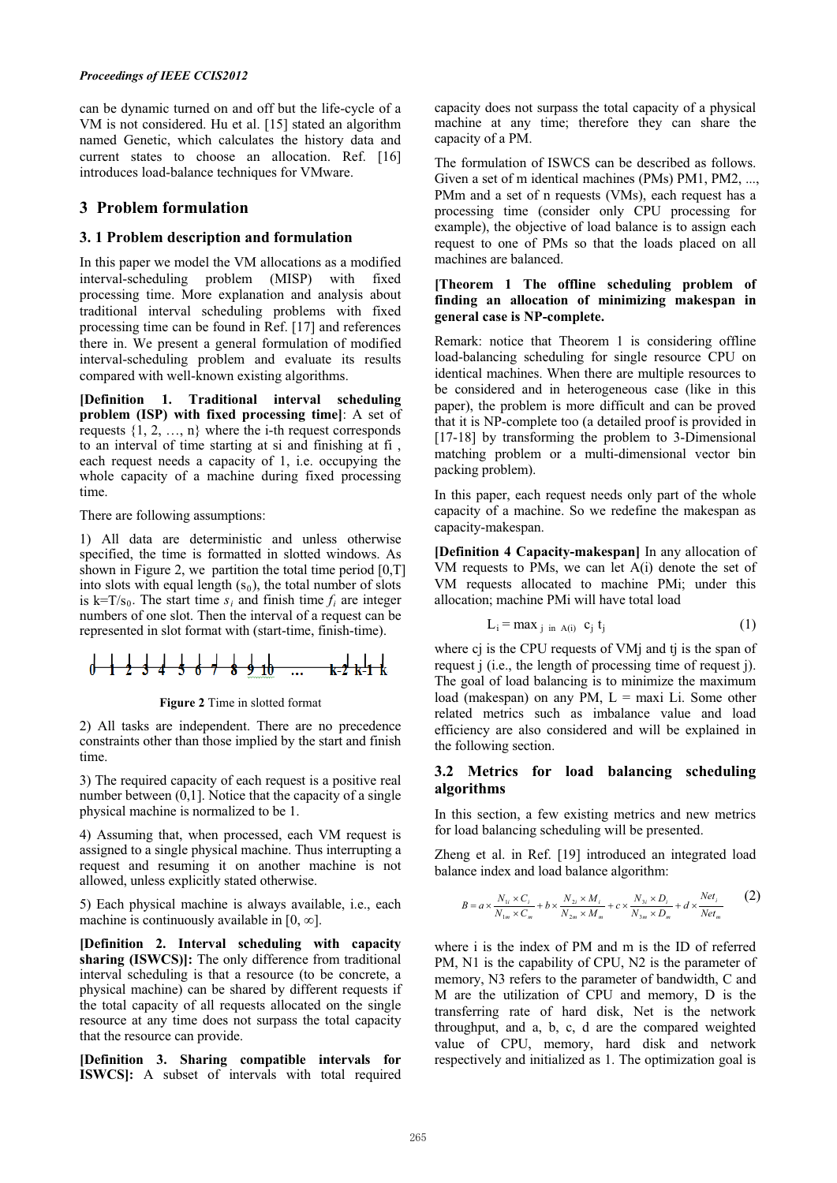can be dynamic turned on and off but the life-cycle of a VM is not considered. Hu et al. [15] stated an algorithm named Genetic, which calculates the history data and current states to choose an allocation. Ref. [16] introduces load-balance techniques for VMware.

## 3 Problem formulation

### 3. 1 Problem description and formulation

In this paper we model the VM allocations as a modified interval-scheduling problem (MISP) with fixed processing time. More explanation and analysis about traditional interval scheduling problems with fixed processing time can be found in Ref. [17] and references there in. We present a general formulation of modified interval-scheduling problem and evaluate its results compared with well-known existing algorithms.

**[Definition 1. Traditional interval scheduling problem (ISP) with fixed processing time]**: A set of requests {1, 2, …, n} where the i-th request corresponds to an interval of time starting at si and finishing at fi , each request needs a capacity of 1, i.e. occupying the whole capacity of a machine during fixed processing time.

There are following assumptions:

1) All data are deterministic and unless otherwise specified, the time is formatted in slotted windows. As shown in Figure 2, we partition the total time period [0,T] into slots with equal length ($s_0$), the total number of slots is $k=T/s_0$. The start time $s_i$ and finish time $f_i$ are integer numbers of one slot. Then the interval of a request can be represented in slot format with (start-time, finish-time).

0 1 2 3 4 5 6 7 8 9 10 … k-2 k-1 k

**Figure 2** Time in slotted format

2) All tasks are independent. There are no precedence constraints other than those implied by the start and finish time.

3) The required capacity of each request is a positive real number between (0,1]. Notice that the capacity of a single physical machine is normalized to be 1.

4) Assuming that, when processed, each VM request is assigned to a single physical machine. Thus interrupting a request and resuming it on another machine is not allowed, unless explicitly stated otherwise.

5) Each physical machine is always available, i.e., each machine is continuously available in [0, ∞].

**[Definition 2. Interval scheduling with capacity sharing (ISWCS)]:** The only difference from traditional interval scheduling is that a resource (to be concrete, a physical machine) can be shared by different requests if the total capacity of all requests allocated on the single resource at any time does not surpass the total capacity that the resource can provide.

**[Definition 3. Sharing compatible intervals for ISWCS]:** A subset of intervals with total required capacity does not surpass the total capacity of a physical machine at any time; therefore they can share the capacity of a PM.

The formulation of ISWCS can be described as follows. Given a set of m identical machines (PMs) PM1, PM2, ..., PMm and a set of n requests (VMs), each request has a processing time (consider only CPU processing for example), the objective of load balance is to assign each request to one of PMs so that the loads placed on all machines are balanced.

**[Theorem 1 The offline scheduling problem of finding an allocation of minimizing makespan in general case is NP-complete.**

Remark: notice that Theorem 1 is considering offline load-balancing scheduling for single resource CPU on identical machines. When there are multiple resources to be considered and in heterogeneous case (like in this paper), the problem is more difficult and can be proved that it is NP-complete too (a detailed proof is provided in [17-18] by transforming the problem to 3-Dimensional matching problem or a multi-dimensional vector bin packing problem).

In this paper, each request needs only part of the whole capacity of a machine. So we redefine the makespan as capacity-makespan.

**[Definition 4 Capacity-makespan]** In any allocation of VM requests to PMs, we can let A(i) denote the set of VM requests allocated to machine PMi; under this allocation; machine PMi will have total load

$$L_i = \max_{j \text{ in } A(i)} c_j t_j \tag{1}$$

where cj is the CPU requests of VMj and tj is the span of request j (i.e., the length of processing time of request j). The goal of load balancing is to minimize the maximum load (makespan) on any PM, L = maxi Li. Some other related metrics such as imbalance value and load efficiency are also considered and will be explained in the following section.

### 3.2 Metrics for load balancing scheduling algorithms

In this section, a few existing metrics and new metrics for load balancing scheduling will be presented.

Zheng et al. in Ref. [19] introduced an integrated load balance index and load balance algorithm:

$$B = a \times \frac{N_{1i} \times C_i}{N_{1m} \times C_m} + b \times \frac{N_{2i} \times M_i}{N_{2m} \times M_m} + c \times \frac{N_{3i} \times D_i}{N_{3m} \times D_m} + d \times \frac{Net_i}{Net_m} \tag{2}$$

where i is the index of PM and m is the ID of referred PM, N1 is the capability of CPU, N2 is the parameter of memory, N3 refers to the parameter of bandwidth, C and M are the utilization of CPU and memory, D is the transferring rate of hard disk, Net is the network throughput, and a, b, c, d are the compared weighted value of CPU, memory, hard disk and network respectively and initialized as 1. The optimization goal is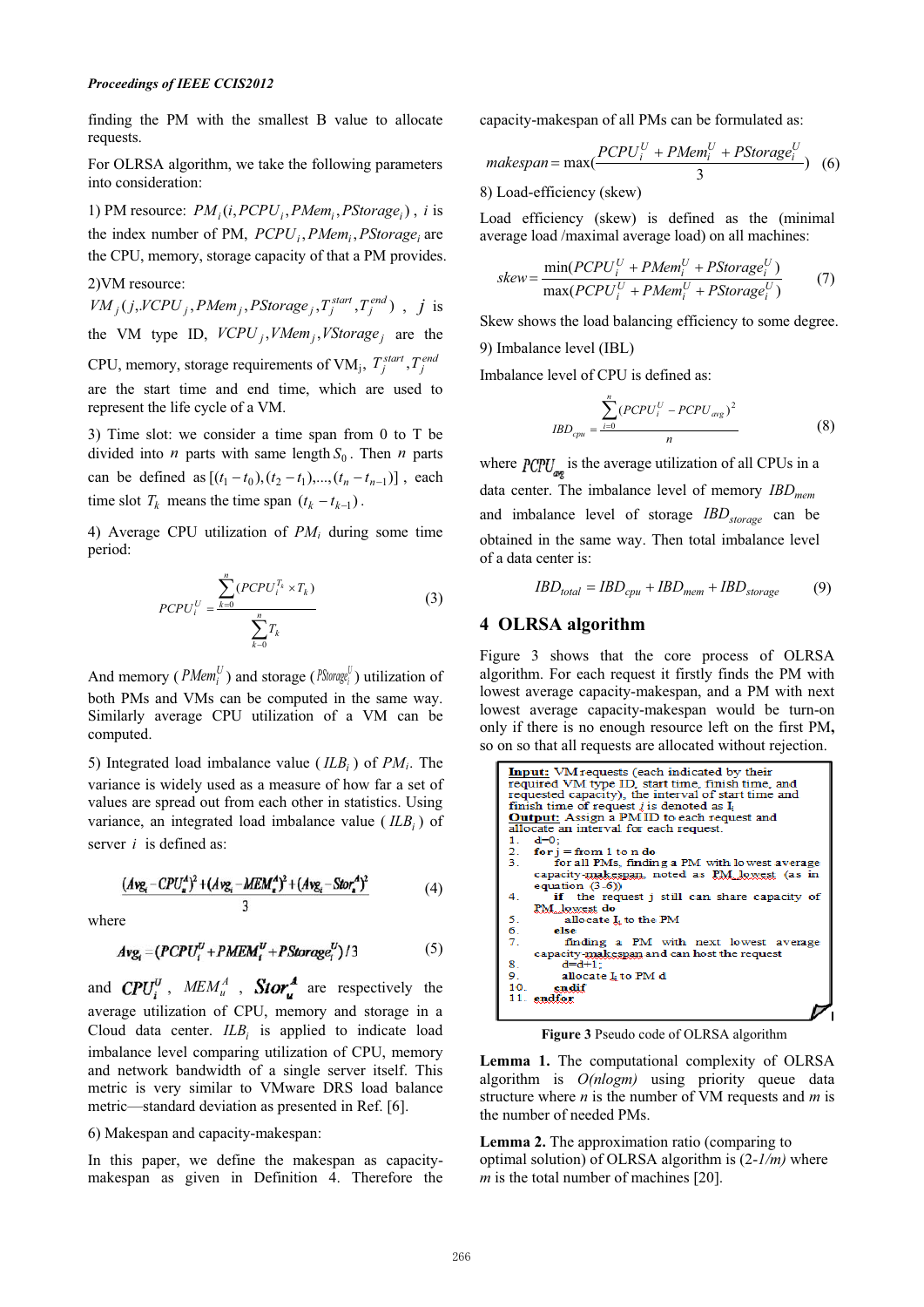finding the PM with the smallest B value to allocate requests.

For OLRSA algorithm, we take the following parameters into consideration:

1) PM resource: $PM_i(i, PCPU_i, PMem_i, PStorage_i)$ , $i$ is the index number of PM, $PCPU_i, PMem_i, PStorage_i$ are the CPU, memory, storage capacity of that a PM provides.

2)VM resource: $VM_j(j, VCPU_j, PMem_j, PStorage_j, T_j^{start}, T_j^{end})$ , $j$ is the VM type ID, $VCPU_j, VMem_j, VStorage_j$ are the CPU, memory, storage requirements of $VM_j$, $T_j^{start}, T_j^{end}$ are the start time and end time, which are used to represent the life cycle of a VM.

3) Time slot: we consider a time span from 0 to T be divided into $n$ parts with same length $S_0$ . Then $n$ parts can be defined as $[(t_1 - t_0), (t_2 - t_1), ..., (t_n - t_{n-1})]$ , each time slot $T_k$ means the time span $(t_k - t_{k-1})$ .

4) Average CPU utilization of $PM_i$ during some time period:

$$PCPU_i^U = \frac{\sum_{k=0}^{n} (PCPU_i^{T_k} \times T_k)}{\sum_{k=0}^{n} T_k} \quad (3)$$

And memory ( $PMem_i^U$ ) and storage ( $PStorage_i^U$ ) utilization of both PMs and VMs can be computed in the same way. Similarly average CPU utilization of a VM can be computed.

5) Integrated load imbalance value ( $ILB_i$ ) of $PM_i$. The variance is widely used as a measure of how far a set of values are spread out from each other in statistics. Using variance, an integrated load imbalance value ( $ILB_i$ ) of server $i$ is defined as:

$$\frac{(Avg_i - CPU_u^A)^2 + (Avg_i - MEM_u^A)^2 + (Avg_i - Stor_u^A)^2}{3} \quad (4)$$

where

$$Avg_i = (PCPU_i^U + PMEM_i^U + PStorage_i^U)/3 \quad (5)$$

and $CPU_i^U$ , $MEM_u^A$ , $Stor_u^A$ are respectively the average utilization of CPU, memory and storage in a Cloud data center. $ILB_i$ is applied to indicate load imbalance level comparing utilization of CPU, memory and network bandwidth of a single server itself. This metric is very similar to VMware DRS load balance metric—standard deviation as presented in Ref. [6].

6) Makespan and capacity-makespan:

In this paper, we define the makespan as capacity-makespan as given in Definition 4. Therefore the capacity-makespan of all PMs can be formulated as:

$$makespan = \max\left(\frac{PCPU_i^U + PMem_i^U + PStorage_i^U}{3}\right) \quad (6)$$

8) Load-efficiency (skew)

Load efficiency (skew) is defined as the (minimal average load /maximal average load) on all machines:

$$skew = \frac{\min(PCPU_i^U + PMem_i^U + PStorage_i^U)}{\max(PCPU_i^U + PMem_i^U + PStorage_i^U)} \quad (7)$$

Skew shows the load balancing efficiency to some degree.

9) Imbalance level (IBL)

Imbalance level of CPU is defined as:

$$IBD_{cpu} = \frac{\sum_{i=0}^{n} (PCPU_i^U - PCPU_{avg})^2}{n} \quad (8)$$

where $PCPU_{avg}$ is the average utilization of all CPUs in a data center. The imbalance level of memory $IBD_{mem}$ and imbalance level of storage $IBD_{storage}$ can be obtained in the same way. Then total imbalance level of a data center is:

$$IBD_{total} = IBD_{cpu} + IBD_{mem} + IBD_{storage} \quad (9)$$

## 4 OLRSA algorithm

Figure 3 shows that the core process of OLRSA algorithm. For each request it firstly finds the PM with lowest average capacity-makespan, and a PM with next lowest average capacity-makespan would be turn-on only if there is no enough resource left on the first PM, so on so that all requests are allocated without rejection.

```
Input: VM requests (each indicated by their required VM type ID, start time, finish time, and requested capacity), the interval of start time and finish time of request j is denoted as Ij
Output: Assign a PM ID to each request and allocate an interval for each request.
1.  d←0;
2.  for j = from 1 to n do
3.      for all PMs, finding a PM with lowest average capacity-makespan, noted as PM_lowest (as in equation (3-6))
4.      if the request j still can share capacity of PM_lowest do
5.          allocate Ij to the PM
6.      else
7.          finding a PM with next lowest average capacity-makespan and can host the request
8.          d=d+1;
9.          allocate Ij to PM d
10.     endif
11. endfor
```

Figure 3 Pseudo code of OLRSA algorithm

**Lemma 1.** The computational complexity of OLRSA algorithm is *O(nlogm)* using priority queue data structure where *n* is the number of VM requests and *m* is the number of needed PMs.

**Lemma 2.** The approximation ratio (comparing to optimal solution) of OLRSA algorithm is (2-*1/m*) where *m* is the total number of machines [20].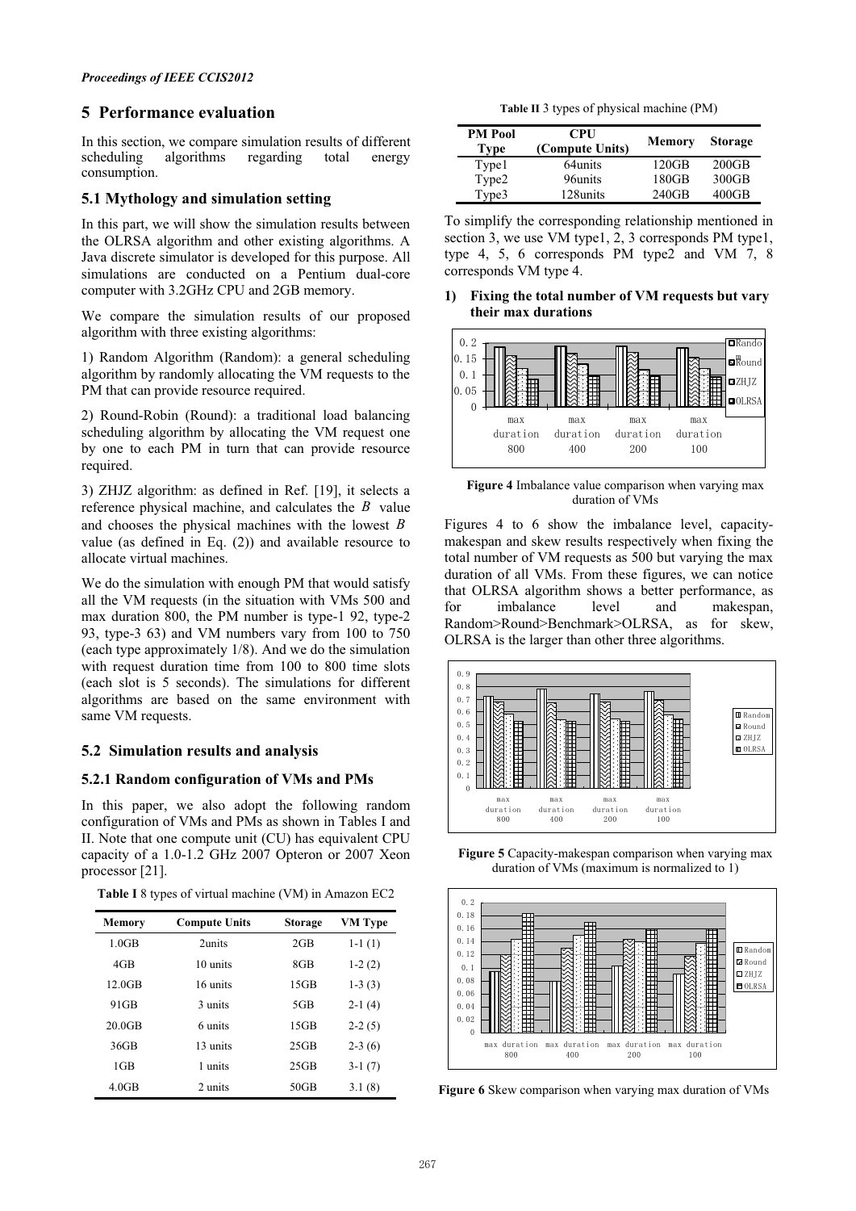## 5 Performance evaluation

In this section, we compare simulation results of different scheduling algorithms regarding total energy consumption.

### 5.1 Mythology and simulation setting

In this part, we will show the simulation results between the OLRSA algorithm and other existing algorithms. A Java discrete simulator is developed for this purpose. All simulations are conducted on a Pentium dual-core computer with 3.2GHz CPU and 2GB memory.

We compare the simulation results of our proposed algorithm with three existing algorithms:

1) Random Algorithm (Random): a general scheduling algorithm by randomly allocating the VM requests to the PM that can provide resource required.

2) Round-Robin (Round): a traditional load balancing scheduling algorithm by allocating the VM request one by one to each PM in turn that can provide resource required.

3) ZHJZ algorithm: as defined in Ref. [19], it selects a reference physical machine, and calculates the $B$ value and chooses the physical machines with the lowest $B$ value (as defined in Eq. (2)) and available resource to allocate virtual machines.

We do the simulation with enough PM that would satisfy all the VM requests (in the situation with VMs 500 and max duration 800, the PM number is type-1 92, type-2 93, type-3 63) and VM numbers vary from 100 to 750 (each type approximately 1/8). And we do the simulation with request duration time from 100 to 800 time slots (each slot is 5 seconds). The simulations for different algorithms are based on the same environment with same VM requests.

### 5.2 Simulation results and analysis

#### 5.2.1 Random configuration of VMs and PMs

In this paper, we also adopt the following random configuration of VMs and PMs as shown in Tables I and II. Note that one compute unit (CU) has equivalent CPU capacity of a 1.0-1.2 GHz 2007 Opteron or 2007 Xeon processor [21].

**Table I** 8 types of virtual machine (VM) in Amazon EC2

| Memory | Compute Units | Storage | VM Type |
|---|---|---|---|
| 1.0GB | 2units | 2GB | 1-1 (1) |
| 4GB | 10 units | 8GB | 1-2 (2) |
| 12.0GB | 16 units | 15GB | 1-3 (3) |
| 91GB | 3 units | 5GB | 2-1 (4) |
| 20.0GB | 6 units | 15GB | 2-2 (5) |
| 36GB | 13 units | 25GB | 2-3 (6) |
| 1GB | 1 units | 25GB | 3-1 (7) |
| 4.0GB | 2 units | 50GB | 3.1 (8) |

**Table II** 3 types of physical machine (PM)

| PM Pool Type | CPU (Compute Units) | Memory | Storage |
|---|---|---|---|
| Type1 | 64units | 120GB | 200GB |
| Type2 | 96units | 180GB | 300GB |
| Type3 | 128units | 240GB | 400GB |

To simplify the corresponding relationship mentioned in section 3, we use VM type1, 2, 3 corresponds PM type1, type 4, 5, 6 corresponds PM type2 and VM 7, 8 corresponds VM type 4.

**1) Fixing the total number of VM requests but vary their max durations**

0.2
0.15
0.1
0.05
0
max duration 800
max duration 400
max duration 200
max duration 100
Rando
Round
ZHJZ
OLRSA

**Figure 4** Imbalance value comparison when varying max duration of VMs

Figures 4 to 6 show the imbalance level, capacity-makespan and skew results respectively when fixing the total number of VM requests as 500 but varying the max duration of all VMs. From these figures, we can notice that OLRSA algorithm shows a better performance, as for imbalance level and makespan, Random>Round>Benchmark>OLRSA, as for skew, OLRSA is the larger than other three algorithms.

0.9
0.8
0.7
0.6
0.5
0.4
0.3
0.2
0.1
0
max duration 800
max duration 400
max duration 200
max duration 100
Random
Round
ZHJZ
OLRSA

**Figure 5** Capacity-makespan comparison when varying max duration of VMs (maximum is normalized to 1)

0.2
0.18
0.16
0.14
0.12
0.1
0.08
0.06
0.04
0.02
0
max duration 800
max duration 400
max duration 200
max duration 100
Random
Round
ZHJZ
OLRSA

**Figure 6** Skew comparison when varying max duration of VMs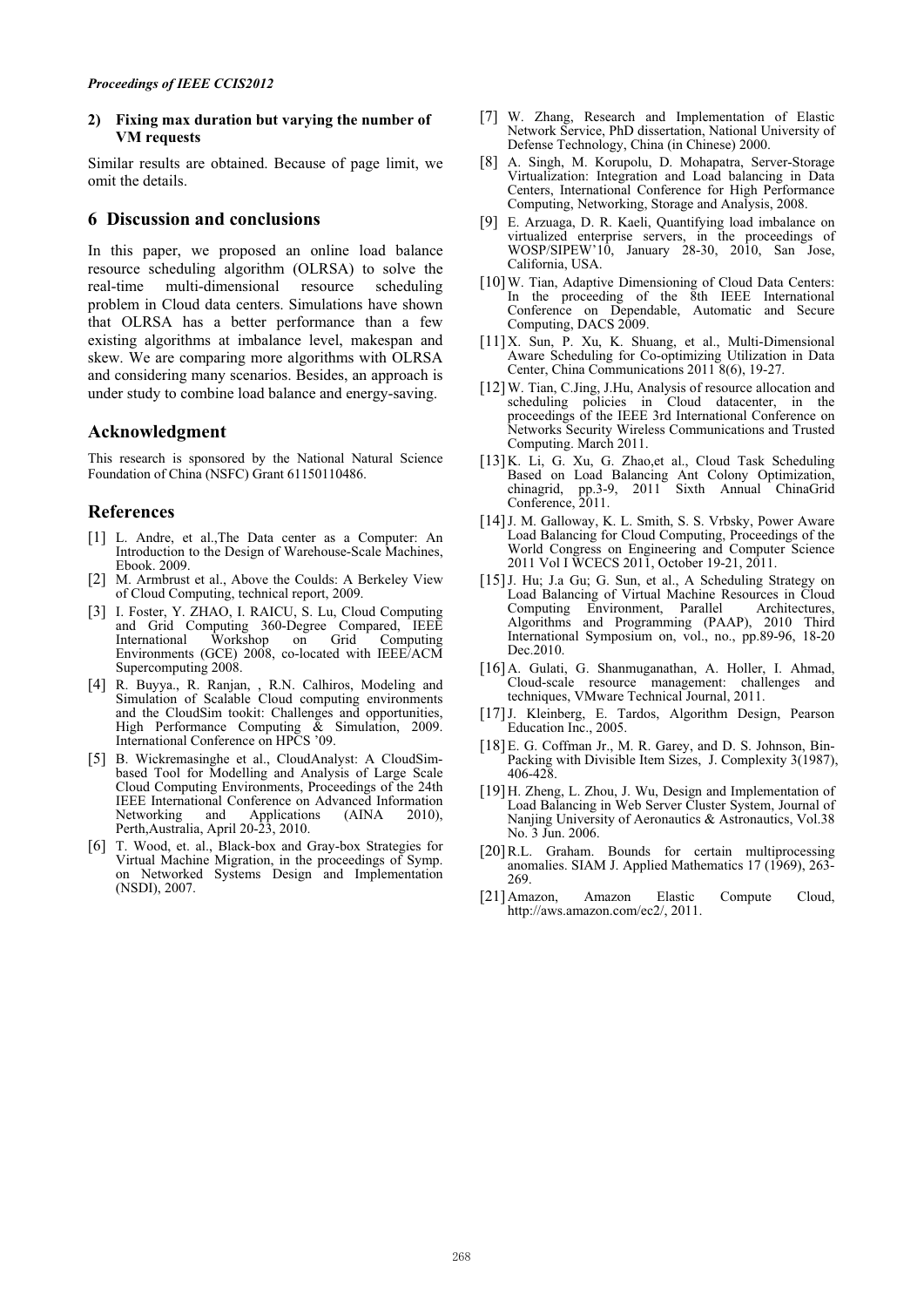**2) Fixing max duration but varying the number of VM requests**

Similar results are obtained. Because of page limit, we omit the details.

## 6 Discussion and conclusions

In this paper, we proposed an online load balance resource scheduling algorithm (OLRSA) to solve the real-time multi-dimensional resource scheduling problem in Cloud data centers. Simulations have shown that OLRSA has a better performance than a few existing algorithms at imbalance level, makespan and skew. We are comparing more algorithms with OLRSA and considering many scenarios. Besides, an approach is under study to combine load balance and energy-saving.

## Acknowledgment

This research is sponsored by the National Natural Science Foundation of China (NSFC) Grant 61150110486.

## References

[1] L. Andre, et al.,The Data center as a Computer: An Introduction to the Design of Warehouse-Scale Machines, Ebook. 2009.

[2] M. Armbrust et al., Above the Coulds: A Berkeley View of Cloud Computing, technical report, 2009.

[3] I. Foster, Y. ZHAO, I. RAICU, S. Lu, Cloud Computing and Grid Computing 360-Degree Compared, IEEE International Workshop on Grid Computing Environments (GCE) 2008, co-located with IEEE/ACM Supercomputing 2008.

[4] R. Buyya., R. Ranjan, , R.N. Calhiros, Modeling and Simulation of Scalable Cloud computing environments and the CloudSim tookit: Challenges and opportunities, High Performance Computing & Simulation, 2009. International Conference on HPCS '09.

[5] B. Wickremasinghe et al., CloudAnalyst: A CloudSim-based Tool for Modelling and Analysis of Large Scale Cloud Computing Environments, Proceedings of the 24th IEEE International Conference on Advanced Information Networking and Applications (AINA 2010), Perth,Australia, April 20-23, 2010.

[6] T. Wood, et. al., Black-box and Gray-box Strategies for Virtual Machine Migration, in the proceedings of Symp. on Networked Systems Design and Implementation (NSDI), 2007.

[7] W. Zhang, Research and Implementation of Elastic Network Service, PhD dissertation, National University of Defense Technology, China (in Chinese) 2000.

[8] A. Singh, M. Korupolu, D. Mohapatra, Server-Storage Virtualization: Integration and Load balancing in Data Centers, International Conference for High Performance Computing, Networking, Storage and Analysis, 2008.

[9] E. Arzuaga, D. R. Kaeli, Quantifying load imbalance on virtualized enterprise servers, in the proceedings of WOSP/SIPEW'10, January 28-30, 2010, San Jose, California, USA.

[10] W. Tian, Adaptive Dimensioning of Cloud Data Centers: In the proceeding of the 8th IEEE International Conference on Dependable, Automatic and Secure Computing, DACS 2009.

[11] X. Sun, P. Xu, K. Shuang, et al., Multi-Dimensional Aware Scheduling for Co-optimizing Utilization in Data Center, China Communications 2011 8(6), 19-27.

[12] W. Tian, C.Jing, J.Hu, Analysis of resource allocation and scheduling policies in Cloud datacenter, in the proceedings of the IEEE 3rd International Conference on Networks Security Wireless Communications and Trusted Computing. March 2011.

[13] K. Li, G. Xu, G. Zhao,et al., Cloud Task Scheduling Based on Load Balancing Ant Colony Optimization, chinagrid, pp.3-9, 2011 Sixth Annual ChinaGrid Conference, 2011.

[14] J. M. Galloway, K. L. Smith, S. S. Vrbsky, Power Aware Load Balancing for Cloud Computing, Proceedings of the World Congress on Engineering and Computer Science 2011 Vol I WCECS 2011, October 19-21, 2011.

[15] J. Hu; J.a Gu; G. Sun, et al., A Scheduling Strategy on Load Balancing of Virtual Machine Resources in Cloud Computing Environment, Parallel Architectures, Algorithms and Programming (PAAP), 2010 Third International Symposium on, vol., no., pp.89-96, 18-20 Dec.2010.

[16] A. Gulati, G. Shanmuganathan, A. Holler, I. Ahmad, Cloud-scale resource management: challenges and techniques, VMware Technical Journal, 2011.

[17] J. Kleinberg, E. Tardos, Algorithm Design, Pearson Education Inc., 2005.

[18] E. G. Coffman Jr., M. R. Garey, and D. S. Johnson, Bin-Packing with Divisible Item Sizes, J. Complexity 3(1987), 406-428.

[19] H. Zheng, L. Zhou, J. Wu, Design and Implementation of Load Balancing in Web Server Cluster System, Journal of Nanjing University of Aeronautics & Astronautics, Vol.38 No. 3 Jun. 2006.

[20] R.L. Graham. Bounds for certain multiprocessing anomalies. SIAM J. Applied Mathematics 17 (1969), 263-269.

[21] Amazon, Amazon Elastic Compute Cloud, http://aws.amazon.com/ec2/, 2011.